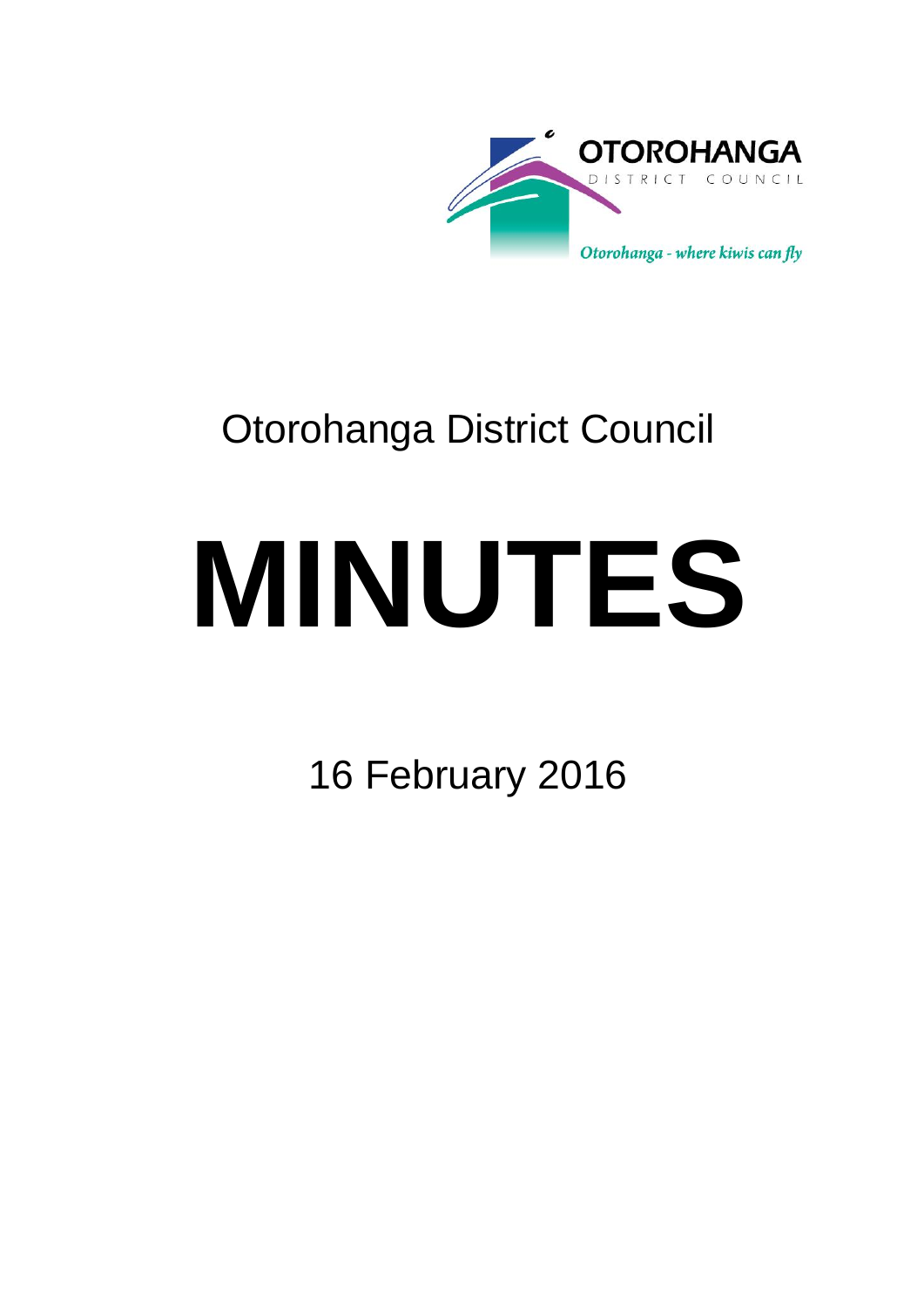OTOROHANGA DISTRICT COUNCIL

*Otorohanga - where kiwis can fly*

# Otorohanga District Council

# MINUTES

16 February 2016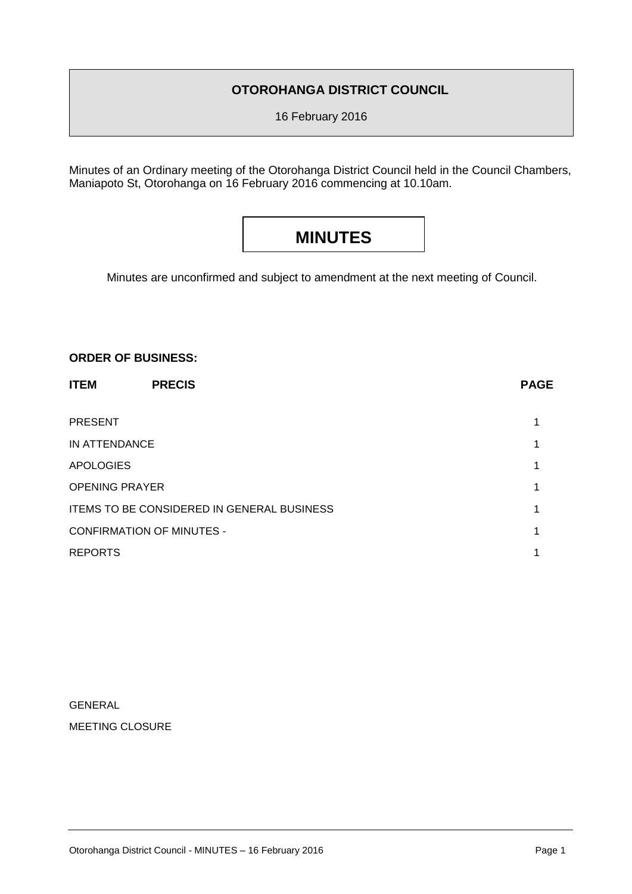**OTOROHANGA DISTRICT COUNCIL**

16 February 2016

Minutes of an Ordinary meeting of the Otorohanga District Council held in the Council Chambers, Maniapoto St, Otorohanga on 16 February 2016 commencing at 10.10am.

# MINUTES

Minutes are unconfirmed and subject to amendment at the next meeting of Council.

**ORDER OF BUSINESS:**

| ITEM | PRECIS | PAGE |
|---|---|---|
| PRESENT | | 1 |
| IN ATTENDANCE | | 1 |
| APOLOGIES | | 1 |
| OPENING PRAYER | | 1 |
| ITEMS TO BE CONSIDERED IN GENERAL BUSINESS | | 1 |
| CONFIRMATION OF MINUTES - | | 1 |
| REPORTS | | 1 |

GENERAL

MEETING CLOSURE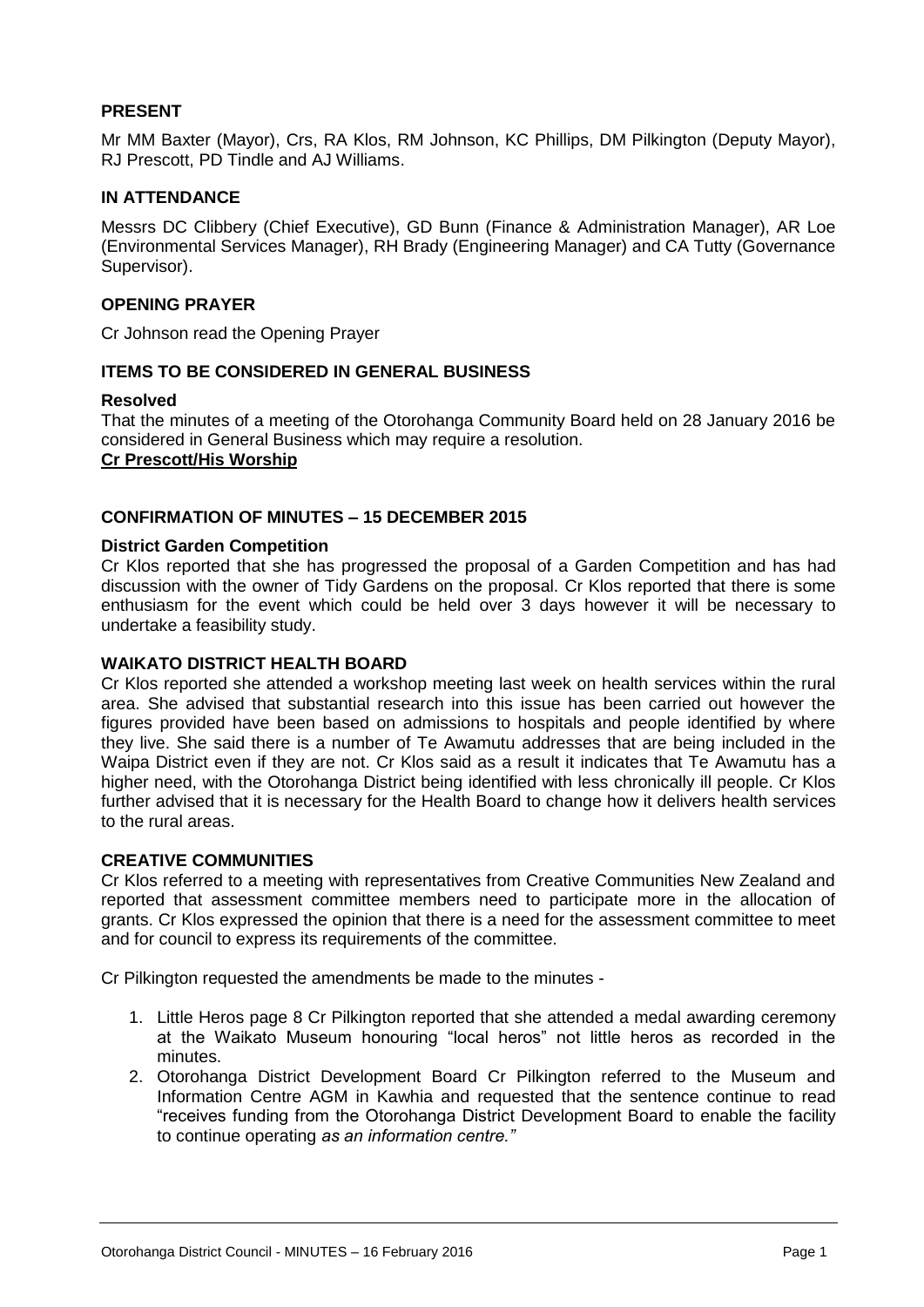## PRESENT

Mr MM Baxter (Mayor), Crs, RA Klos, RM Johnson, KC Phillips, DM Pilkington (Deputy Mayor), RJ Prescott, PD Tindle and AJ Williams.

## IN ATTENDANCE

Messrs DC Clibbery (Chief Executive), GD Bunn (Finance & Administration Manager), AR Loe (Environmental Services Manager), RH Brady (Engineering Manager) and CA Tutty (Governance Supervisor).

## OPENING PRAYER

Cr Johnson read the Opening Prayer

## ITEMS TO BE CONSIDERED IN GENERAL BUSINESS

**Resolved**

That the minutes of a meeting of the Otorohanga Community Board held on 28 January 2016 be considered in General Business which may require a resolution.

**Cr Prescott/His Worship**

## CONFIRMATION OF MINUTES – 15 DECEMBER 2015

**District Garden Competition**

Cr Klos reported that she has progressed the proposal of a Garden Competition and has had discussion with the owner of Tidy Gardens on the proposal. Cr Klos reported that there is some enthusiasm for the event which could be held over 3 days however it will be necessary to undertake a feasibility study.

## WAIKATO DISTRICT HEALTH BOARD

Cr Klos reported she attended a workshop meeting last week on health services within the rural area. She advised that substantial research into this issue has been carried out however the figures provided have been based on admissions to hospitals and people identified by where they live. She said there is a number of Te Awamutu addresses that are being included in the Waipa District even if they are not. Cr Klos said as a result it indicates that Te Awamutu has a higher need, with the Otorohanga District being identified with less chronically ill people. Cr Klos further advised that it is necessary for the Health Board to change how it delivers health services to the rural areas.

## CREATIVE COMMUNITIES

Cr Klos referred to a meeting with representatives from Creative Communities New Zealand and reported that assessment committee members need to participate more in the allocation of grants. Cr Klos expressed the opinion that there is a need for the assessment committee to meet and for council to express its requirements of the committee.

Cr Pilkington requested the amendments be made to the minutes -

1. Little Heros page 8 Cr Pilkington reported that she attended a medal awarding ceremony at the Waikato Museum honouring "local heros" not little heros as recorded in the minutes.
2. Otorohanga District Development Board Cr Pilkington referred to the Museum and Information Centre AGM in Kawhia and requested that the sentence continue to read "receives funding from the Otorohanga District Development Board to enable the facility to continue operating *as an information centre."*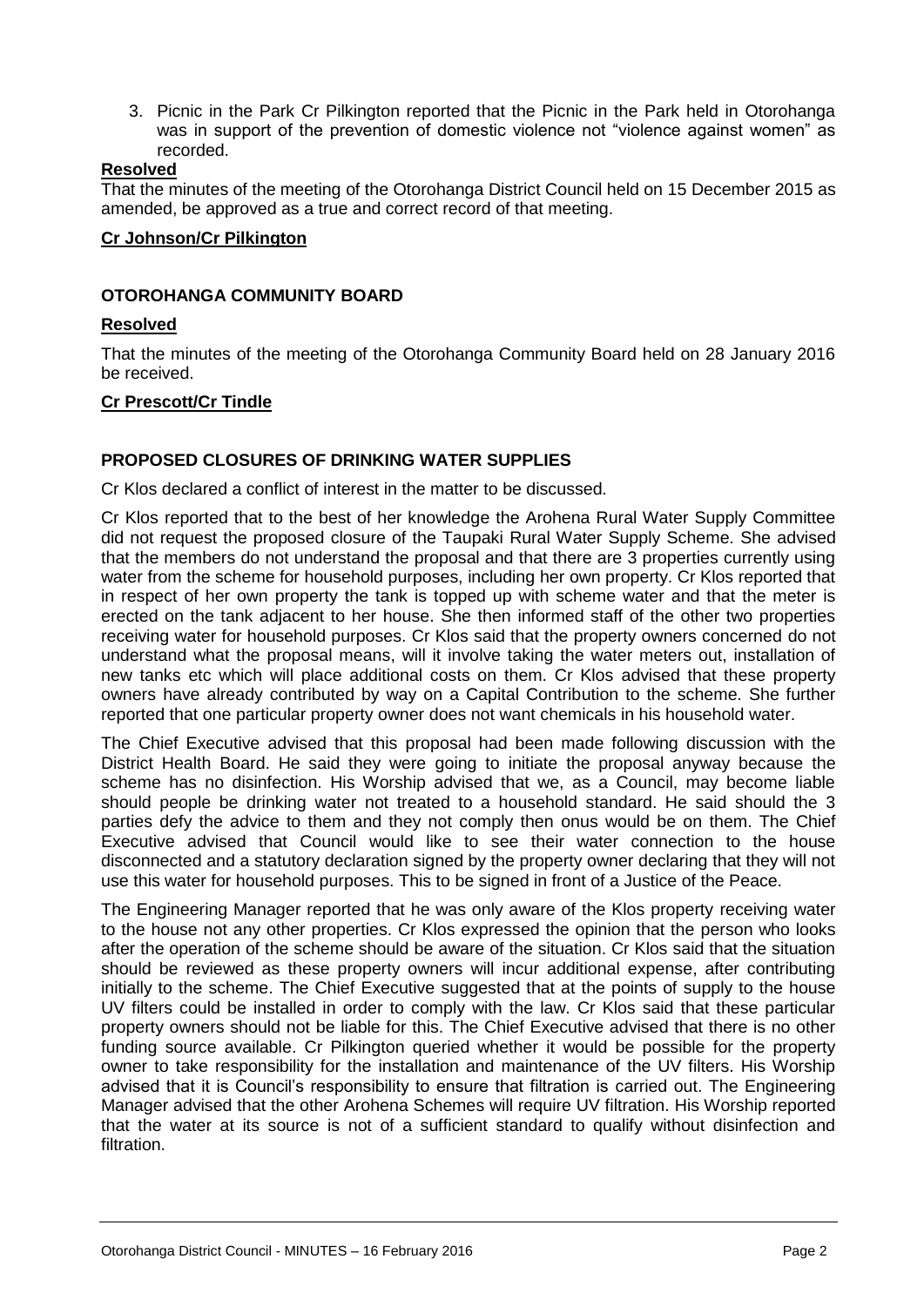3. Picnic in the Park Cr Pilkington reported that the Picnic in the Park held in Otorohanga was in support of the prevention of domestic violence not "violence against women" as recorded.

**Resolved**

That the minutes of the meeting of the Otorohanga District Council held on 15 December 2015 as amended, be approved as a true and correct record of that meeting.

**Cr Johnson/Cr Pilkington**

**OTOROHANGA COMMUNITY BOARD**

**Resolved**

That the minutes of the meeting of the Otorohanga Community Board held on 28 January 2016 be received.

**Cr Prescott/Cr Tindle**

**PROPOSED CLOSURES OF DRINKING WATER SUPPLIES**

Cr Klos declared a conflict of interest in the matter to be discussed.

Cr Klos reported that to the best of her knowledge the Arohena Rural Water Supply Committee did not request the proposed closure of the Taupaki Rural Water Supply Scheme. She advised that the members do not understand the proposal and that there are 3 properties currently using water from the scheme for household purposes, including her own property. Cr Klos reported that in respect of her own property the tank is topped up with scheme water and that the meter is erected on the tank adjacent to her house. She then informed staff of the other two properties receiving water for household purposes. Cr Klos said that the property owners concerned do not understand what the proposal means, will it involve taking the water meters out, installation of new tanks etc which will place additional costs on them. Cr Klos advised that these property owners have already contributed by way on a Capital Contribution to the scheme. She further reported that one particular property owner does not want chemicals in his household water.

The Chief Executive advised that this proposal had been made following discussion with the District Health Board. He said they were going to initiate the proposal anyway because the scheme has no disinfection. His Worship advised that we, as a Council, may become liable should people be drinking water not treated to a household standard. He said should the 3 parties defy the advice to them and they not comply then onus would be on them. The Chief Executive advised that Council would like to see their water connection to the house disconnected and a statutory declaration signed by the property owner declaring that they will not use this water for household purposes. This to be signed in front of a Justice of the Peace.

The Engineering Manager reported that he was only aware of the Klos property receiving water to the house not any other properties. Cr Klos expressed the opinion that the person who looks after the operation of the scheme should be aware of the situation. Cr Klos said that the situation should be reviewed as these property owners will incur additional expense, after contributing initially to the scheme. The Chief Executive suggested that at the points of supply to the house UV filters could be installed in order to comply with the law. Cr Klos said that these particular property owners should not be liable for this. The Chief Executive advised that there is no other funding source available. Cr Pilkington queried whether it would be possible for the property owner to take responsibility for the installation and maintenance of the UV filters. His Worship advised that it is Council's responsibility to ensure that filtration is carried out. The Engineering Manager advised that the other Arohena Schemes will require UV filtration. His Worship reported that the water at its source is not of a sufficient standard to qualify without disinfection and filtration.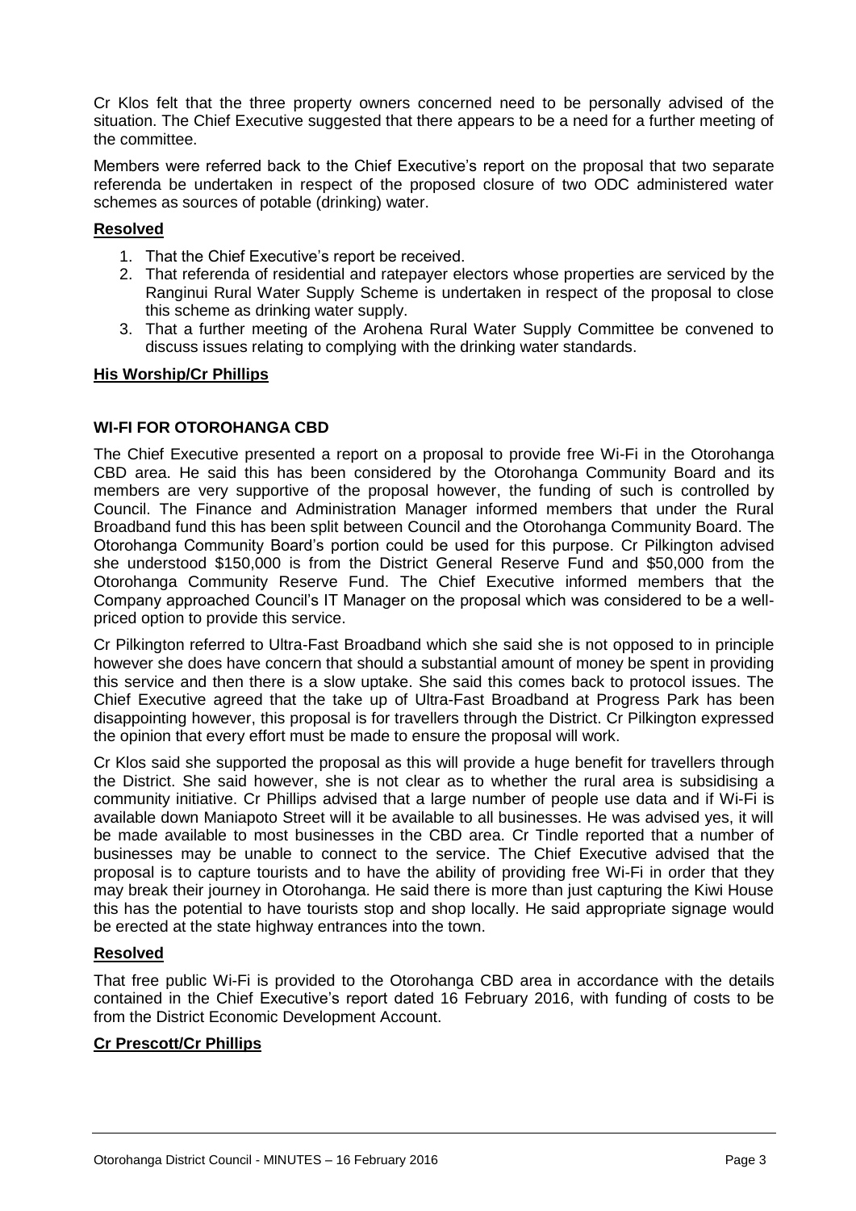Cr Klos felt that the three property owners concerned need to be personally advised of the situation. The Chief Executive suggested that there appears to be a need for a further meeting of the committee.

Members were referred back to the Chief Executive's report on the proposal that two separate referenda be undertaken in respect of the proposed closure of two ODC administered water schemes as sources of potable (drinking) water.

**Resolved**

1. That the Chief Executive's report be received.
2. That referenda of residential and ratepayer electors whose properties are serviced by the Ranginui Rural Water Supply Scheme is undertaken in respect of the proposal to close this scheme as drinking water supply.
3. That a further meeting of the Arohena Rural Water Supply Committee be convened to discuss issues relating to complying with the drinking water standards.

**His Worship/Cr Phillips**

**WI-FI FOR OTOROHANGA CBD**

The Chief Executive presented a report on a proposal to provide free Wi-Fi in the Otorohanga CBD area. He said this has been considered by the Otorohanga Community Board and its members are very supportive of the proposal however, the funding of such is controlled by Council. The Finance and Administration Manager informed members that under the Rural Broadband fund this has been split between Council and the Otorohanga Community Board. The Otorohanga Community Board's portion could be used for this purpose. Cr Pilkington advised she understood $150,000 is from the District General Reserve Fund and $50,000 from the Otorohanga Community Reserve Fund. The Chief Executive informed members that the Company approached Council's IT Manager on the proposal which was considered to be a well-priced option to provide this service.

Cr Pilkington referred to Ultra-Fast Broadband which she said she is not opposed to in principle however she does have concern that should a substantial amount of money be spent in providing this service and then there is a slow uptake. She said this comes back to protocol issues. The Chief Executive agreed that the take up of Ultra-Fast Broadband at Progress Park has been disappointing however, this proposal is for travellers through the District. Cr Pilkington expressed the opinion that every effort must be made to ensure the proposal will work.

Cr Klos said she supported the proposal as this will provide a huge benefit for travellers through the District. She said however, she is not clear as to whether the rural area is subsidising a community initiative. Cr Phillips advised that a large number of people use data and if Wi-Fi is available down Maniapoto Street will it be available to all businesses. He was advised yes, it will be made available to most businesses in the CBD area. Cr Tindle reported that a number of businesses may be unable to connect to the service. The Chief Executive advised that the proposal is to capture tourists and to have the ability of providing free Wi-Fi in order that they may break their journey in Otorohanga. He said there is more than just capturing the Kiwi House this has the potential to have tourists stop and shop locally. He said appropriate signage would be erected at the state highway entrances into the town.

**Resolved**

That free public Wi-Fi is provided to the Otorohanga CBD area in accordance with the details contained in the Chief Executive's report dated 16 February 2016, with funding of costs to be from the District Economic Development Account.

**Cr Prescott/Cr Phillips**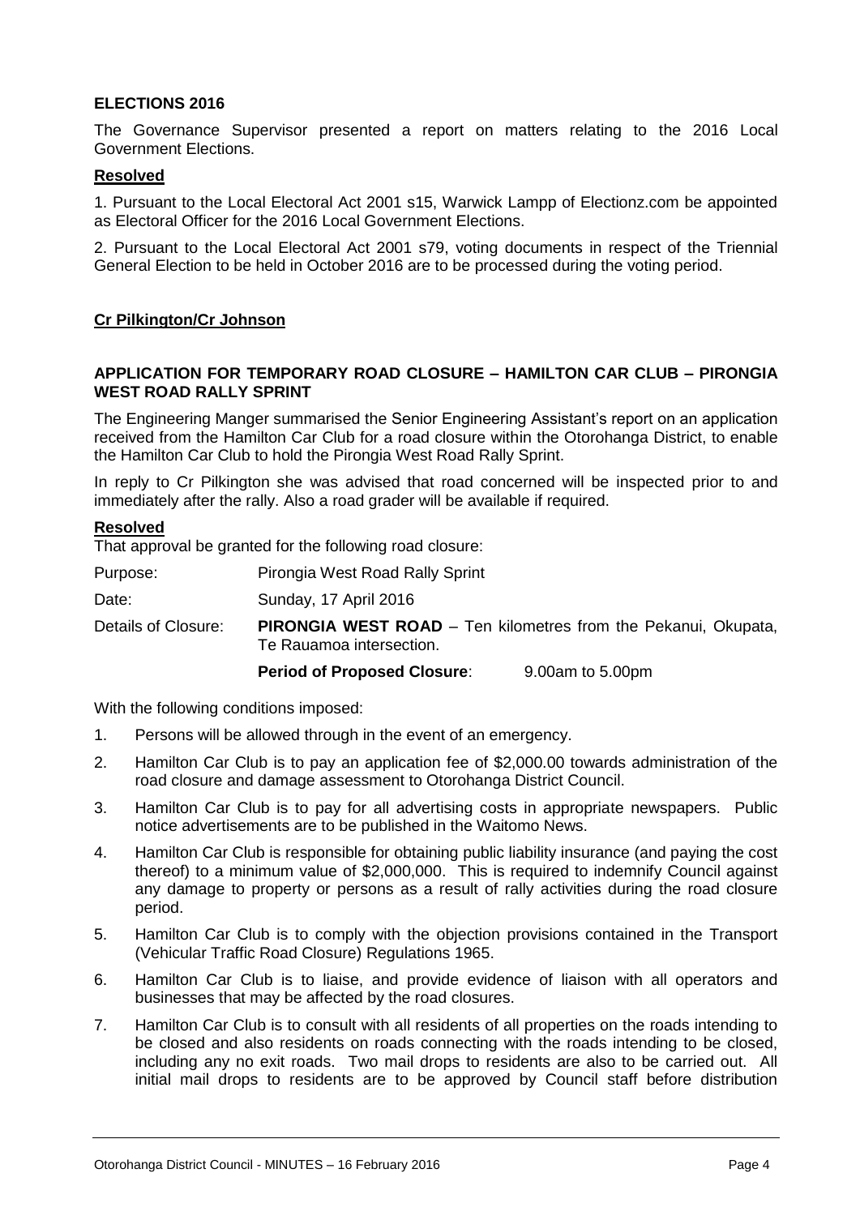## ELECTIONS 2016

The Governance Supervisor presented a report on matters relating to the 2016 Local Government Elections.

**Resolved**

1. Pursuant to the Local Electoral Act 2001 s15, Warwick Lampp of Electionz.com be appointed as Electoral Officer for the 2016 Local Government Elections.

2. Pursuant to the Local Electoral Act 2001 s79, voting documents in respect of the Triennial General Election to be held in October 2016 are to be processed during the voting period.

**Cr Pilkington/Cr Johnson**

## APPLICATION FOR TEMPORARY ROAD CLOSURE – HAMILTON CAR CLUB – PIRONGIA WEST ROAD RALLY SPRINT

The Engineering Manger summarised the Senior Engineering Assistant's report on an application received from the Hamilton Car Club for a road closure within the Otorohanga District, to enable the Hamilton Car Club to hold the Pirongia West Road Rally Sprint.

In reply to Cr Pilkington she was advised that road concerned will be inspected prior to and immediately after the rally. Also a road grader will be available if required.

**Resolved**

That approval be granted for the following road closure:

Purpose: Pirongia West Road Rally Sprint

Date: Sunday, 17 April 2016

Details of Closure: **PIRONGIA WEST ROAD** – Ten kilometres from the Pekanui, Okupata, Te Rauamoa intersection.

**Period of Proposed Closure**: 9.00am to 5.00pm

With the following conditions imposed:

1. Persons will be allowed through in the event of an emergency.
2. Hamilton Car Club is to pay an application fee of $2,000.00 towards administration of the road closure and damage assessment to Otorohanga District Council.
3. Hamilton Car Club is to pay for all advertising costs in appropriate newspapers. Public notice advertisements are to be published in the Waitomo News.
4. Hamilton Car Club is responsible for obtaining public liability insurance (and paying the cost thereof) to a minimum value of $2,000,000. This is required to indemnify Council against any damage to property or persons as a result of rally activities during the road closure period.
5. Hamilton Car Club is to comply with the objection provisions contained in the Transport (Vehicular Traffic Road Closure) Regulations 1965.
6. Hamilton Car Club is to liaise, and provide evidence of liaison with all operators and businesses that may be affected by the road closures.
7. Hamilton Car Club is to consult with all residents of all properties on the roads intending to be closed and also residents on roads connecting with the roads intending to be closed, including any no exit roads. Two mail drops to residents are also to be carried out. All initial mail drops to residents are to be approved by Council staff before distribution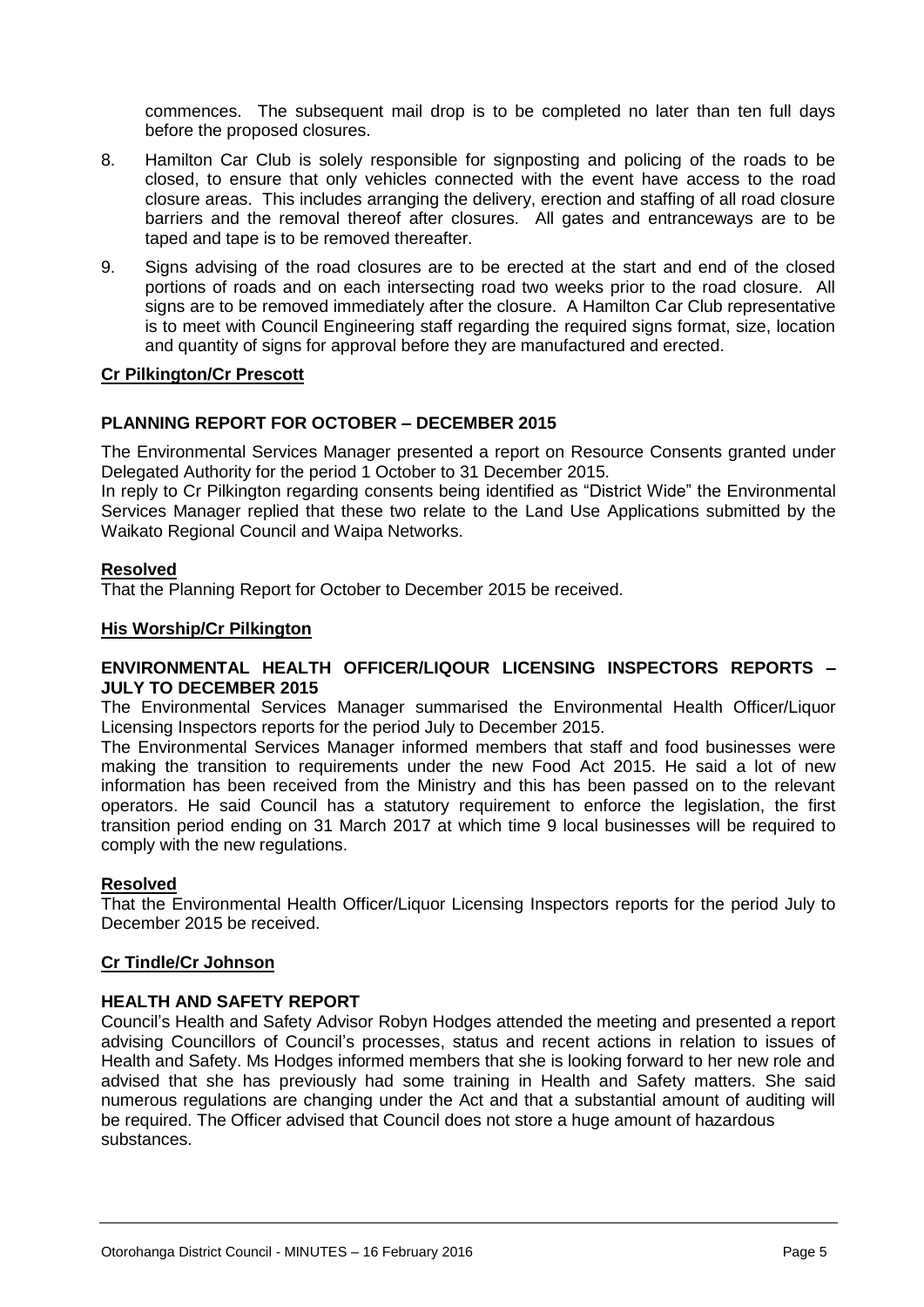commences. The subsequent mail drop is to be completed no later than ten full days before the proposed closures.

8. Hamilton Car Club is solely responsible for signposting and policing of the roads to be closed, to ensure that only vehicles connected with the event have access to the road closure areas. This includes arranging the delivery, erection and staffing of all road closure barriers and the removal thereof after closures. All gates and entranceways are to be taped and tape is to be removed thereafter.

9. Signs advising of the road closures are to be erected at the start and end of the closed portions of roads and on each intersecting road two weeks prior to the road closure. All signs are to be removed immediately after the closure. A Hamilton Car Club representative is to meet with Council Engineering staff regarding the required signs format, size, location and quantity of signs for approval before they are manufactured and erected.

**Cr Pilkington/Cr Prescott**

**PLANNING REPORT FOR OCTOBER – DECEMBER 2015**

The Environmental Services Manager presented a report on Resource Consents granted under Delegated Authority for the period 1 October to 31 December 2015.
In reply to Cr Pilkington regarding consents being identified as "District Wide" the Environmental Services Manager replied that these two relate to the Land Use Applications submitted by the Waikato Regional Council and Waipa Networks.

**Resolved**

That the Planning Report for October to December 2015 be received.

**His Worship/Cr Pilkington**

**ENVIRONMENTAL HEALTH OFFICER/LIQOUR LICENSING INSPECTORS REPORTS – JULY TO DECEMBER 2015**

The Environmental Services Manager summarised the Environmental Health Officer/Liquor Licensing Inspectors reports for the period July to December 2015.
The Environmental Services Manager informed members that staff and food businesses were making the transition to requirements under the new Food Act 2015. He said a lot of new information has been received from the Ministry and this has been passed on to the relevant operators. He said Council has a statutory requirement to enforce the legislation, the first transition period ending on 31 March 2017 at which time 9 local businesses will be required to comply with the new regulations.

**Resolved**

That the Environmental Health Officer/Liquor Licensing Inspectors reports for the period July to December 2015 be received.

**Cr Tindle/Cr Johnson**

**HEALTH AND SAFETY REPORT**

Council's Health and Safety Advisor Robyn Hodges attended the meeting and presented a report advising Councillors of Council's processes, status and recent actions in relation to issues of Health and Safety. Ms Hodges informed members that she is looking forward to her new role and advised that she has previously had some training in Health and Safety matters. She said numerous regulations are changing under the Act and that a substantial amount of auditing will be required. The Officer advised that Council does not store a huge amount of hazardous substances.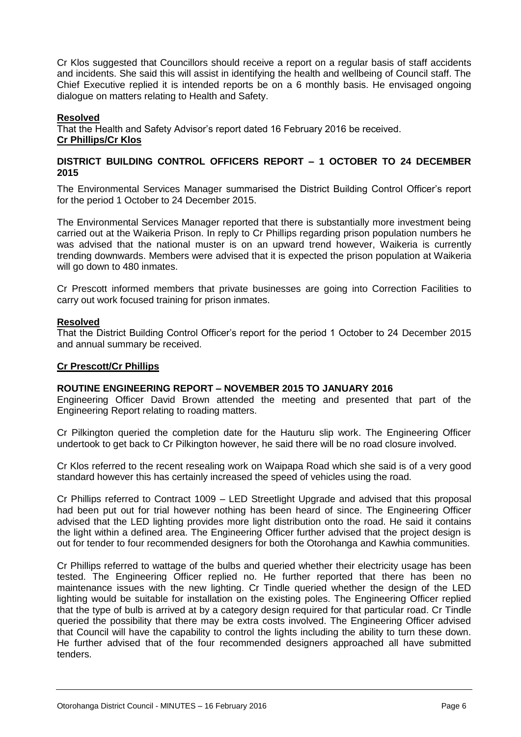Cr Klos suggested that Councillors should receive a report on a regular basis of staff accidents and incidents. She said this will assist in identifying the health and wellbeing of Council staff. The Chief Executive replied it is intended reports be on a 6 monthly basis. He envisaged ongoing dialogue on matters relating to Health and Safety.

**Resolved**

That the Health and Safety Advisor's report dated 16 February 2016 be received.

**Cr Phillips/Cr Klos**

## DISTRICT BUILDING CONTROL OFFICERS REPORT – 1 OCTOBER TO 24 DECEMBER 2015

The Environmental Services Manager summarised the District Building Control Officer's report for the period 1 October to 24 December 2015.

The Environmental Services Manager reported that there is substantially more investment being carried out at the Waikeria Prison. In reply to Cr Phillips regarding prison population numbers he was advised that the national muster is on an upward trend however, Waikeria is currently trending downwards. Members were advised that it is expected the prison population at Waikeria will go down to 480 inmates.

Cr Prescott informed members that private businesses are going into Correction Facilities to carry out work focused training for prison inmates.

**Resolved**

That the District Building Control Officer's report for the period 1 October to 24 December 2015 and annual summary be received.

**Cr Prescott/Cr Phillips**

## ROUTINE ENGINEERING REPORT – NOVEMBER 2015 TO JANUARY 2016

Engineering Officer David Brown attended the meeting and presented that part of the Engineering Report relating to roading matters.

Cr Pilkington queried the completion date for the Hauturu slip work. The Engineering Officer undertook to get back to Cr Pilkington however, he said there will be no road closure involved.

Cr Klos referred to the recent resealing work on Waipapa Road which she said is of a very good standard however this has certainly increased the speed of vehicles using the road.

Cr Phillips referred to Contract 1009 – LED Streetlight Upgrade and advised that this proposal had been put out for trial however nothing has been heard of since. The Engineering Officer advised that the LED lighting provides more light distribution onto the road. He said it contains the light within a defined area. The Engineering Officer further advised that the project design is out for tender to four recommended designers for both the Otorohanga and Kawhia communities.

Cr Phillips referred to wattage of the bulbs and queried whether their electricity usage has been tested. The Engineering Officer replied no. He further reported that there has been no maintenance issues with the new lighting. Cr Tindle queried whether the design of the LED lighting would be suitable for installation on the existing poles. The Engineering Officer replied that the type of bulb is arrived at by a category design required for that particular road. Cr Tindle queried the possibility that there may be extra costs involved. The Engineering Officer advised that Council will have the capability to control the lights including the ability to turn these down. He further advised that of the four recommended designers approached all have submitted tenders.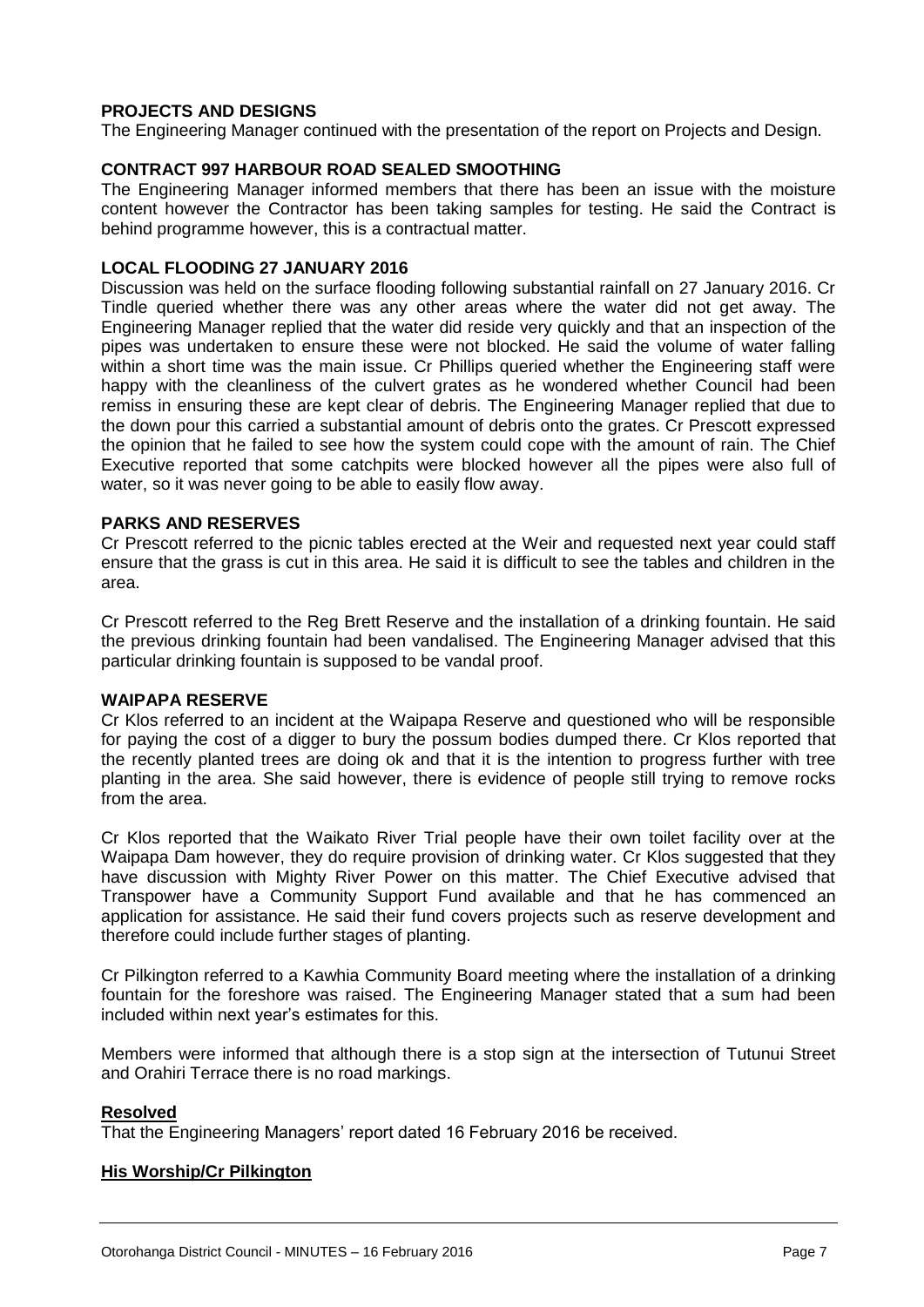**PROJECTS AND DESIGNS**

The Engineering Manager continued with the presentation of the report on Projects and Design.

**CONTRACT 997 HARBOUR ROAD SEALED SMOOTHING**

The Engineering Manager informed members that there has been an issue with the moisture content however the Contractor has been taking samples for testing. He said the Contract is behind programme however, this is a contractual matter.

**LOCAL FLOODING 27 JANUARY 2016**

Discussion was held on the surface flooding following substantial rainfall on 27 January 2016. Cr Tindle queried whether there was any other areas where the water did not get away. The Engineering Manager replied that the water did reside very quickly and that an inspection of the pipes was undertaken to ensure these were not blocked. He said the volume of water falling within a short time was the main issue. Cr Phillips queried whether the Engineering staff were happy with the cleanliness of the culvert grates as he wondered whether Council had been remiss in ensuring these are kept clear of debris. The Engineering Manager replied that due to the down pour this carried a substantial amount of debris onto the grates. Cr Prescott expressed the opinion that he failed to see how the system could cope with the amount of rain. The Chief Executive reported that some catchpits were blocked however all the pipes were also full of water, so it was never going to be able to easily flow away.

**PARKS AND RESERVES**

Cr Prescott referred to the picnic tables erected at the Weir and requested next year could staff ensure that the grass is cut in this area. He said it is difficult to see the tables and children in the area.

Cr Prescott referred to the Reg Brett Reserve and the installation of a drinking fountain. He said the previous drinking fountain had been vandalised. The Engineering Manager advised that this particular drinking fountain is supposed to be vandal proof.

**WAIPAPA RESERVE**

Cr Klos referred to an incident at the Waipapa Reserve and questioned who will be responsible for paying the cost of a digger to bury the possum bodies dumped there. Cr Klos reported that the recently planted trees are doing ok and that it is the intention to progress further with tree planting in the area. She said however, there is evidence of people still trying to remove rocks from the area.

Cr Klos reported that the Waikato River Trial people have their own toilet facility over at the Waipapa Dam however, they do require provision of drinking water. Cr Klos suggested that they have discussion with Mighty River Power on this matter. The Chief Executive advised that Transpower have a Community Support Fund available and that he has commenced an application for assistance. He said their fund covers projects such as reserve development and therefore could include further stages of planting.

Cr Pilkington referred to a Kawhia Community Board meeting where the installation of a drinking fountain for the foreshore was raised. The Engineering Manager stated that a sum had been included within next year's estimates for this.

Members were informed that although there is a stop sign at the intersection of Tutunui Street and Orahiri Terrace there is no road markings.

**Resolved**

That the Engineering Managers' report dated 16 February 2016 be received.

**His Worship/Cr Pilkington**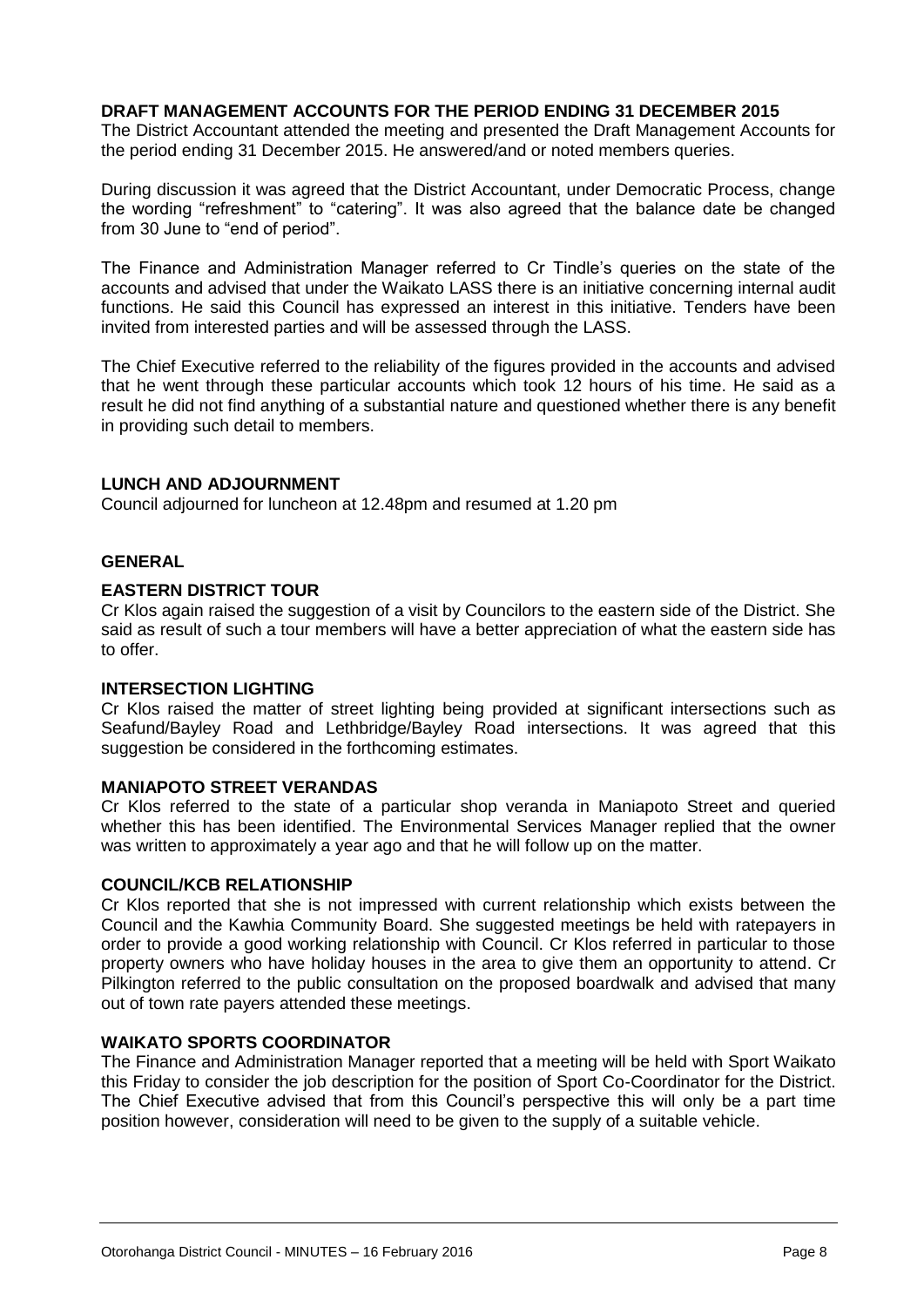**DRAFT MANAGEMENT ACCOUNTS FOR THE PERIOD ENDING 31 DECEMBER 2015**

The District Accountant attended the meeting and presented the Draft Management Accounts for the period ending 31 December 2015. He answered/and or noted members queries.

During discussion it was agreed that the District Accountant, under Democratic Process, change the wording "refreshment" to "catering". It was also agreed that the balance date be changed from 30 June to "end of period".

The Finance and Administration Manager referred to Cr Tindle's queries on the state of the accounts and advised that under the Waikato LASS there is an initiative concerning internal audit functions. He said this Council has expressed an interest in this initiative. Tenders have been invited from interested parties and will be assessed through the LASS.

The Chief Executive referred to the reliability of the figures provided in the accounts and advised that he went through these particular accounts which took 12 hours of his time. He said as a result he did not find anything of a substantial nature and questioned whether there is any benefit in providing such detail to members.

**LUNCH AND ADJOURNMENT**

Council adjourned for luncheon at 12.48pm and resumed at 1.20 pm

**GENERAL**

**EASTERN DISTRICT TOUR**

Cr Klos again raised the suggestion of a visit by Councilors to the eastern side of the District. She said as result of such a tour members will have a better appreciation of what the eastern side has to offer.

**INTERSECTION LIGHTING**

Cr Klos raised the matter of street lighting being provided at significant intersections such as Seafund/Bayley Road and Lethbridge/Bayley Road intersections. It was agreed that this suggestion be considered in the forthcoming estimates.

**MANIAPOTO STREET VERANDAS**

Cr Klos referred to the state of a particular shop veranda in Maniapoto Street and queried whether this has been identified. The Environmental Services Manager replied that the owner was written to approximately a year ago and that he will follow up on the matter.

**COUNCIL/KCB RELATIONSHIP**

Cr Klos reported that she is not impressed with current relationship which exists between the Council and the Kawhia Community Board. She suggested meetings be held with ratepayers in order to provide a good working relationship with Council. Cr Klos referred in particular to those property owners who have holiday houses in the area to give them an opportunity to attend. Cr Pilkington referred to the public consultation on the proposed boardwalk and advised that many out of town rate payers attended these meetings.

**WAIKATO SPORTS COORDINATOR**

The Finance and Administration Manager reported that a meeting will be held with Sport Waikato this Friday to consider the job description for the position of Sport Co-Coordinator for the District. The Chief Executive advised that from this Council's perspective this will only be a part time position however, consideration will need to be given to the supply of a suitable vehicle.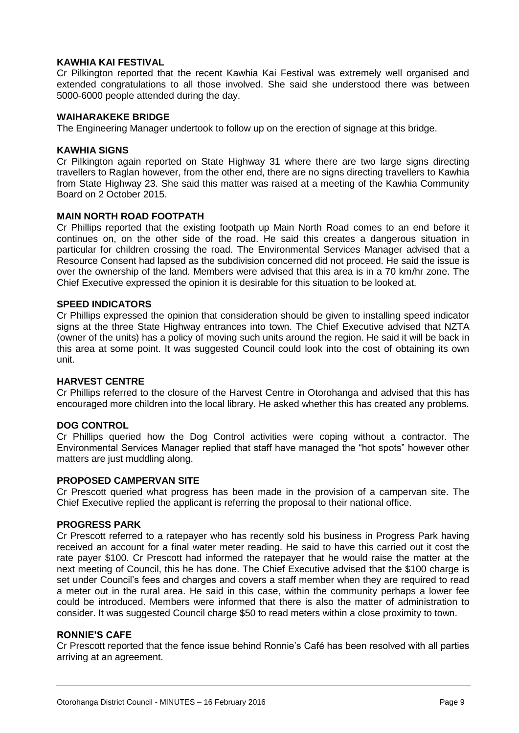**KAWHIA KAI FESTIVAL**

Cr Pilkington reported that the recent Kawhia Kai Festival was extremely well organised and extended congratulations to all those involved. She said she understood there was between 5000-6000 people attended during the day.

**WAIHARAKEKE BRIDGE**

The Engineering Manager undertook to follow up on the erection of signage at this bridge.

**KAWHIA SIGNS**

Cr Pilkington again reported on State Highway 31 where there are two large signs directing travellers to Raglan however, from the other end, there are no signs directing travellers to Kawhia from State Highway 23. She said this matter was raised at a meeting of the Kawhia Community Board on 2 October 2015.

**MAIN NORTH ROAD FOOTPATH**

Cr Phillips reported that the existing footpath up Main North Road comes to an end before it continues on, on the other side of the road. He said this creates a dangerous situation in particular for children crossing the road. The Environmental Services Manager advised that a Resource Consent had lapsed as the subdivision concerned did not proceed. He said the issue is over the ownership of the land. Members were advised that this area is in a 70 km/hr zone. The Chief Executive expressed the opinion it is desirable for this situation to be looked at.

**SPEED INDICATORS**

Cr Phillips expressed the opinion that consideration should be given to installing speed indicator signs at the three State Highway entrances into town. The Chief Executive advised that NZTA (owner of the units) has a policy of moving such units around the region. He said it will be back in this area at some point. It was suggested Council could look into the cost of obtaining its own unit.

**HARVEST CENTRE**

Cr Phillips referred to the closure of the Harvest Centre in Otorohanga and advised that this has encouraged more children into the local library. He asked whether this has created any problems.

**DOG CONTROL**

Cr Phillips queried how the Dog Control activities were coping without a contractor. The Environmental Services Manager replied that staff have managed the "hot spots" however other matters are just muddling along.

**PROPOSED CAMPERVAN SITE**

Cr Prescott queried what progress has been made in the provision of a campervan site. The Chief Executive replied the applicant is referring the proposal to their national office.

**PROGRESS PARK**

Cr Prescott referred to a ratepayer who has recently sold his business in Progress Park having received an account for a final water meter reading. He said to have this carried out it cost the rate payer $100. Cr Prescott had informed the ratepayer that he would raise the matter at the next meeting of Council, this he has done. The Chief Executive advised that the $100 charge is set under Council's fees and charges and covers a staff member when they are required to read a meter out in the rural area. He said in this case, within the community perhaps a lower fee could be introduced. Members were informed that there is also the matter of administration to consider. It was suggested Council charge $50 to read meters within a close proximity to town.

**RONNIE'S CAFE**

Cr Prescott reported that the fence issue behind Ronnie's Café has been resolved with all parties arriving at an agreement.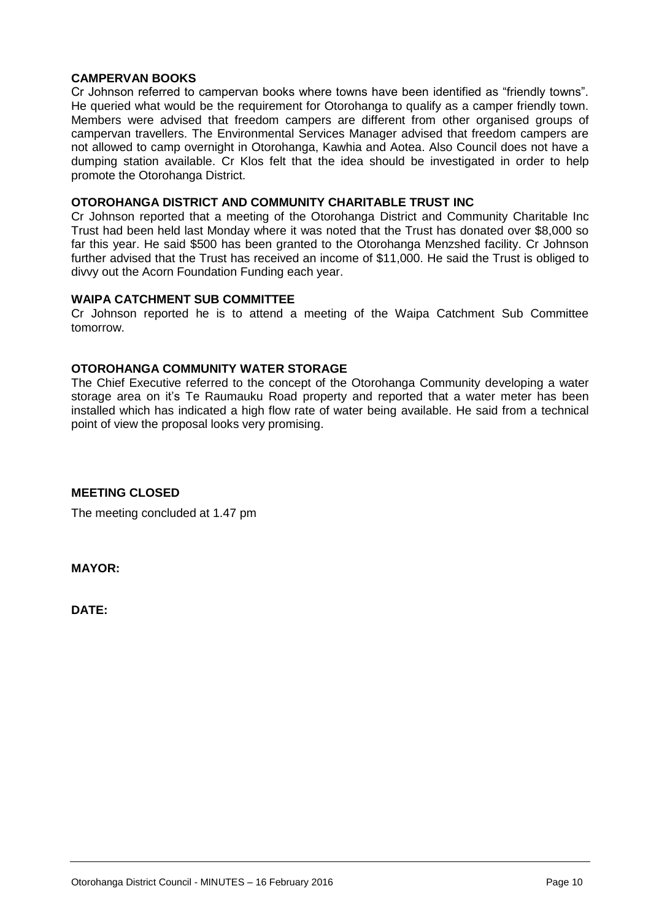### CAMPERVAN BOOKS

Cr Johnson referred to campervan books where towns have been identified as "friendly towns". He queried what would be the requirement for Otorohanga to qualify as a camper friendly town. Members were advised that freedom campers are different from other organised groups of campervan travellers. The Environmental Services Manager advised that freedom campers are not allowed to camp overnight in Otorohanga, Kawhia and Aotea. Also Council does not have a dumping station available. Cr Klos felt that the idea should be investigated in order to help promote the Otorohanga District.

### OTOROHANGA DISTRICT AND COMMUNITY CHARITABLE TRUST INC

Cr Johnson reported that a meeting of the Otorohanga District and Community Charitable Inc Trust had been held last Monday where it was noted that the Trust has donated over $8,000 so far this year. He said $500 has been granted to the Otorohanga Menzshed facility. Cr Johnson further advised that the Trust has received an income of $11,000. He said the Trust is obliged to divvy out the Acorn Foundation Funding each year.

### WAIPA CATCHMENT SUB COMMITTEE

Cr Johnson reported he is to attend a meeting of the Waipa Catchment Sub Committee tomorrow.

### OTOROHANGA COMMUNITY WATER STORAGE

The Chief Executive referred to the concept of the Otorohanga Community developing a water storage area on it's Te Raumauku Road property and reported that a water meter has been installed which has indicated a high flow rate of water being available. He said from a technical point of view the proposal looks very promising.

### MEETING CLOSED

The meeting concluded at 1.47 pm

**MAYOR:**

**DATE:**